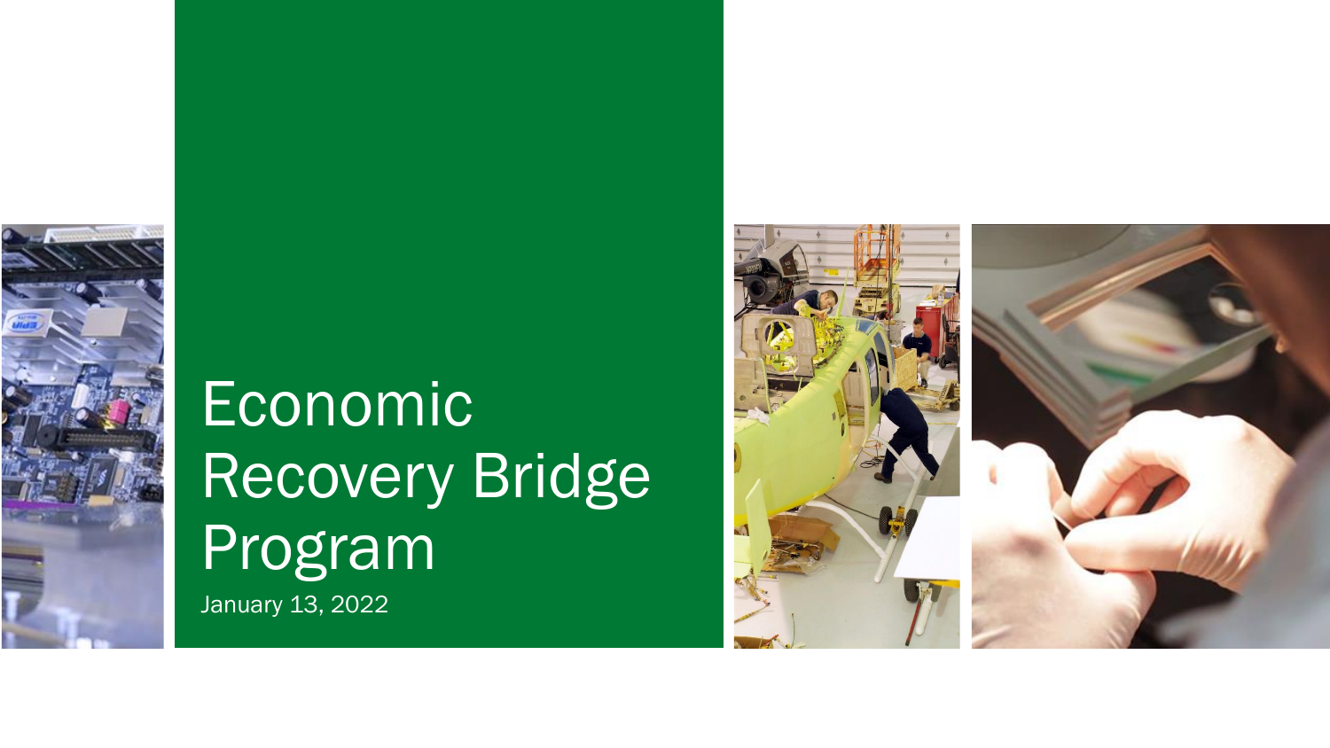# Economic Recovery Bridge Program

January 13, 2022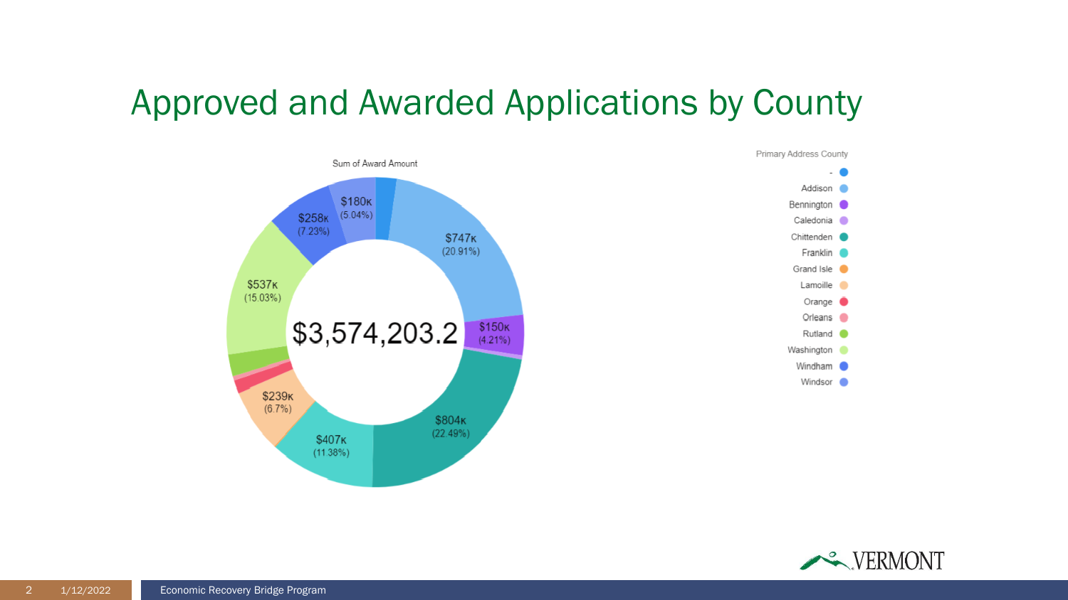# Approved and Awarded Applications by County

Sum of Award Amount

$3,574,203.2

| Primary Address County | Sum of Award Amount |
|---|---|
| - | |
| Addison | $747K (20.91%) |
| Bennington | $150K (4.21%) |
| Caledonia | |
| Chittenden | $804K (22.49%) |
| Franklin | $407K (11.38%) |
| Grand Isle | |
| Lamoille | $239K (6.7%) |
| Orange | |
| Orleans | |
| Rutland | |
| Washington | $537K (15.03%) |
| Windham | $258K (7.23%) |
| Windsor | $180K (5.04%) |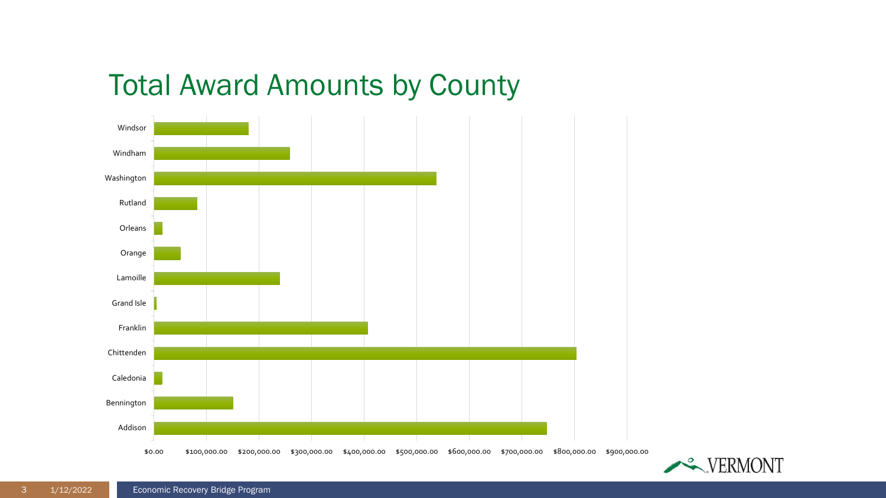# Total Award Amounts by County

Windsor
Windham
Washington
Rutland
Orleans
Orange
Lamoille
Grand Isle
Franklin
Chittenden
Caledonia
Bennington
Addison

$0.00 $100,000.00 $200,000.00 $300,000.00 $400,000.00 $500,000.00 $600,000.00 $700,000.00 $800,000.00 $900,000.00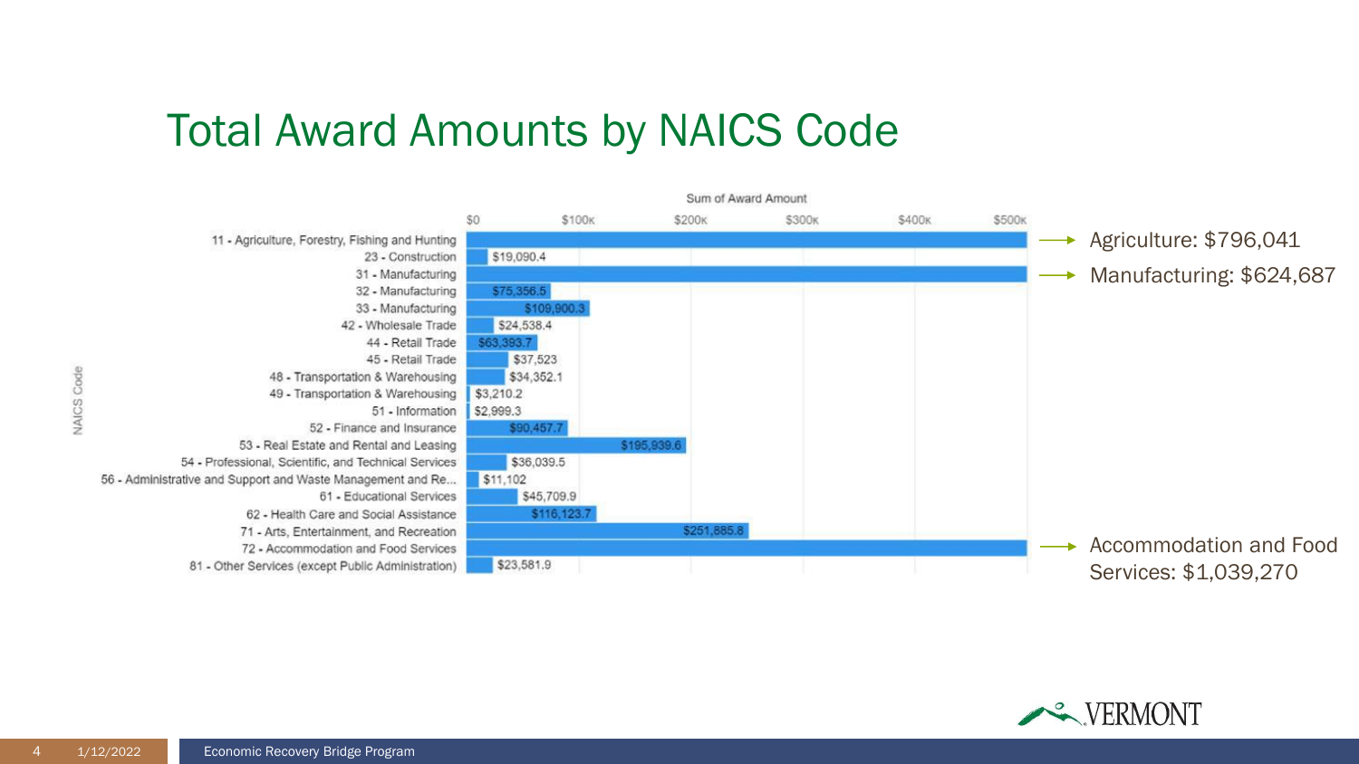# Total Award Amounts by NAICS Code

Sum of Award Amount

| NAICS Code | Sum of Award Amount |
| --- | --- |
| 11 - Agriculture, Forestry, Fishing and Hunting | |
| 23 - Construction | $19,090.4 |
| 31 - Manufacturing | |
| 32 - Manufacturing | $75,356.5 |
| 33 - Manufacturing | $109,900.3 |
| 42 - Wholesale Trade | $24,538.4 |
| 44 - Retail Trade | $63,393.7 |
| 45 - Retail Trade | $37,523 |
| 48 - Transportation & Warehousing | $34,352.1 |
| 49 - Transportation & Warehousing | $3,210.2 |
| 51 - Information | $2,999.3 |
| 52 - Finance and Insurance | $90,457.7 |
| 53 - Real Estate and Rental and Leasing | $195,939.6 |
| 54 - Professional, Scientific, and Technical Services | $36,039.5 |
| 56 - Administrative and Support and Waste Management and Re... | $11,102 |
| 61 - Educational Services | $45,709.9 |
| 62 - Health Care and Social Assistance | $116,123.7 |
| 71 - Arts, Entertainment, and Recreation | $251,885.8 |
| 72 - Accommodation and Food Services | |
| 81 - Other Services (except Public Administration) | $23,581.9 |

Agriculture: $796,041

Manufacturing: $624,687

Accommodation and Food Services: $1,039,270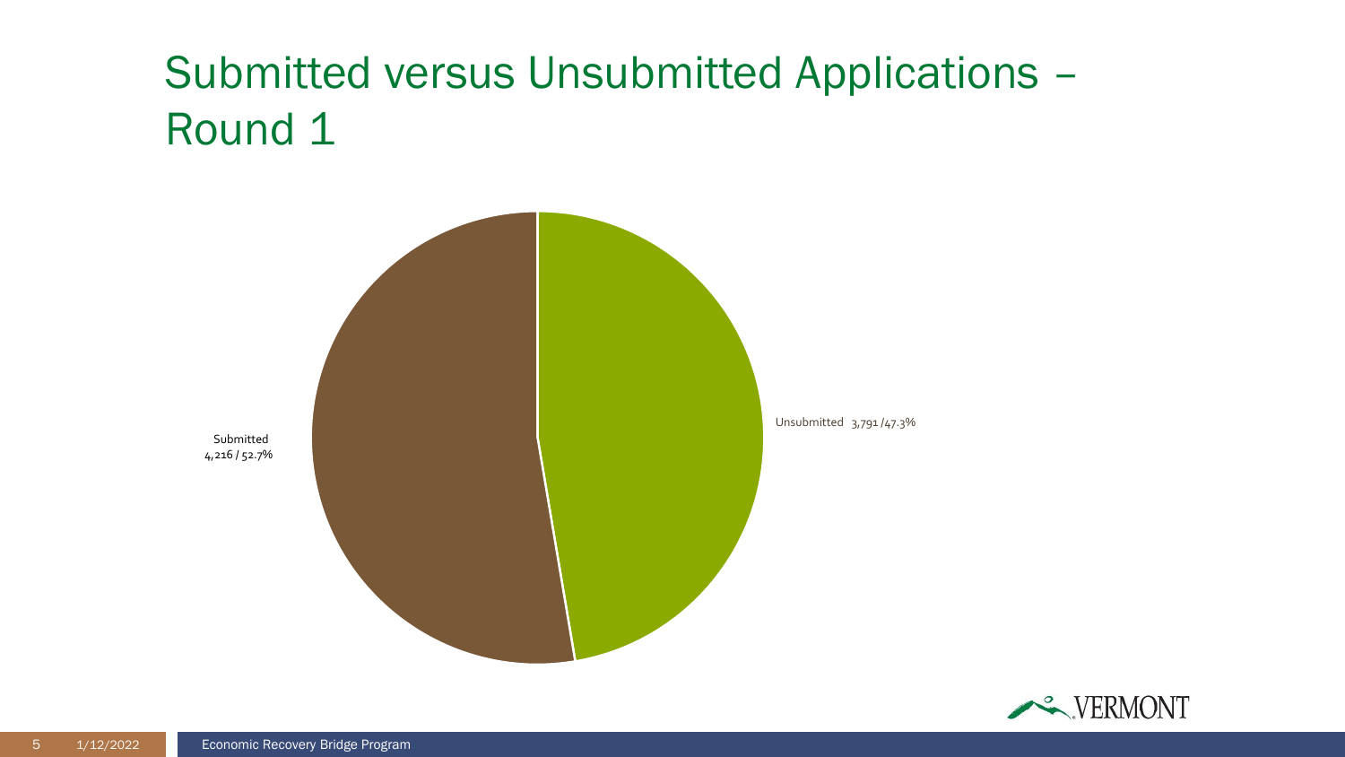# Submitted versus Unsubmitted Applications – Round 1

Submitted
4,216 / 52.7%

Unsubmitted 3,791 /47.3%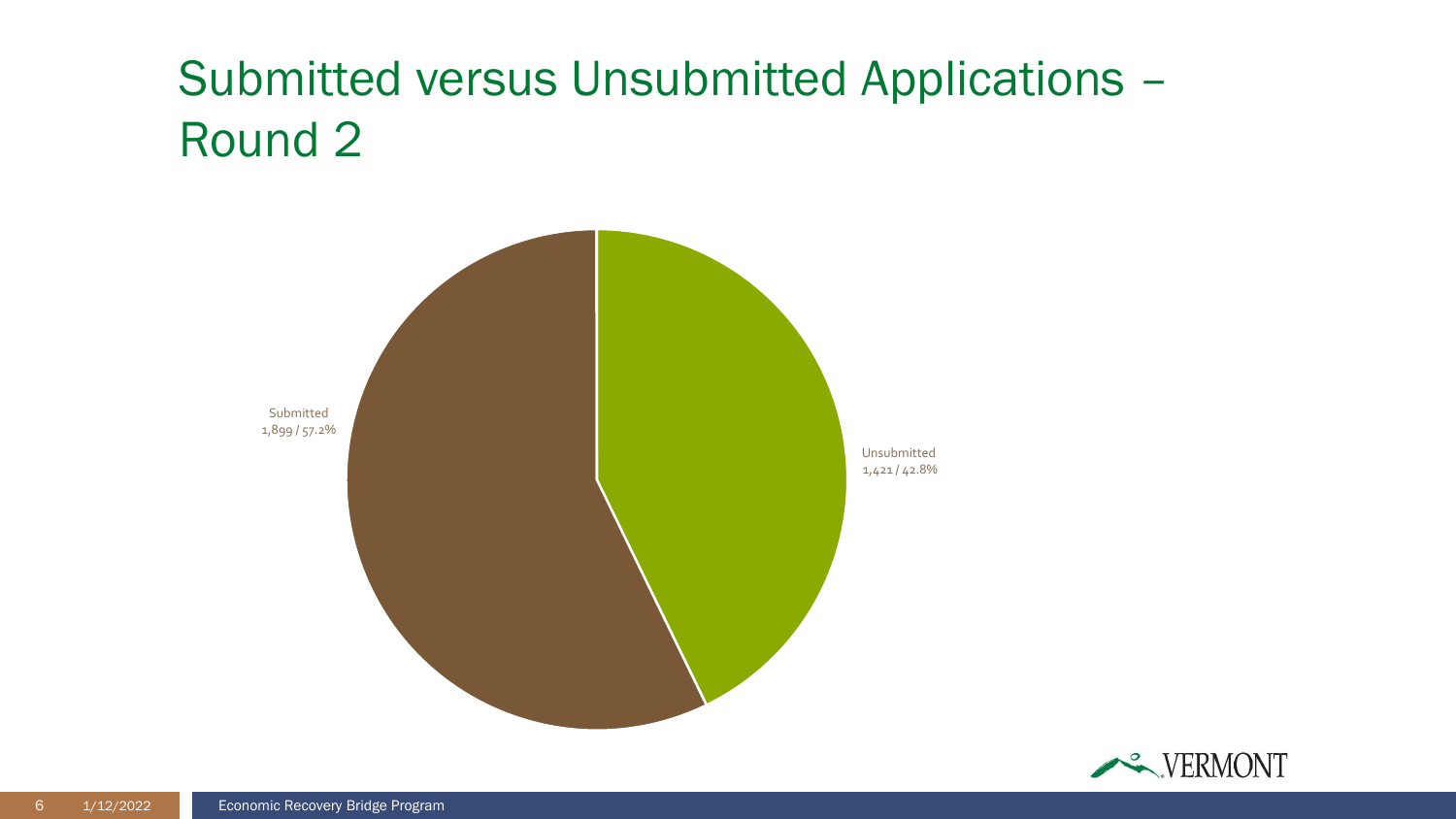# Submitted versus Unsubmitted Applications – Round 2

Submitted
1,899 / 57.2%

Unsubmitted
1,421 / 42.8%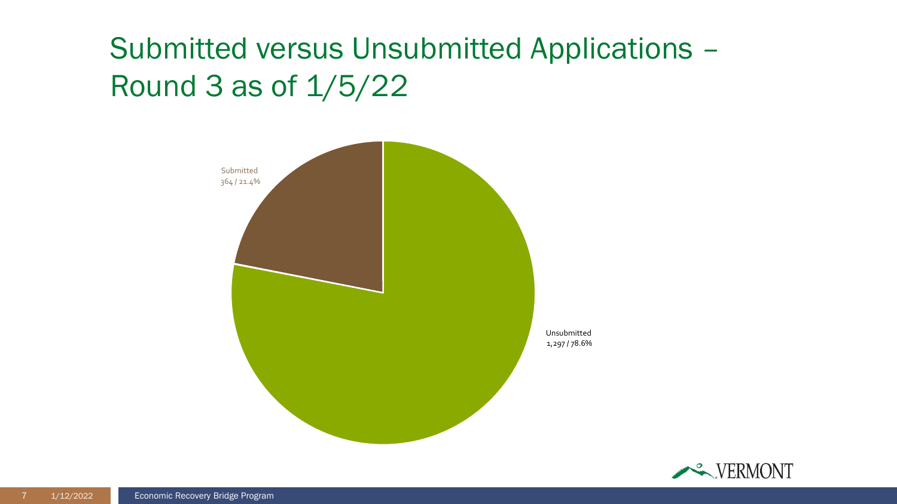# Submitted versus Unsubmitted Applications – Round 3 as of 1/5/22

Submitted
364 / 21.4%

Unsubmitted
1,297 / 78.6%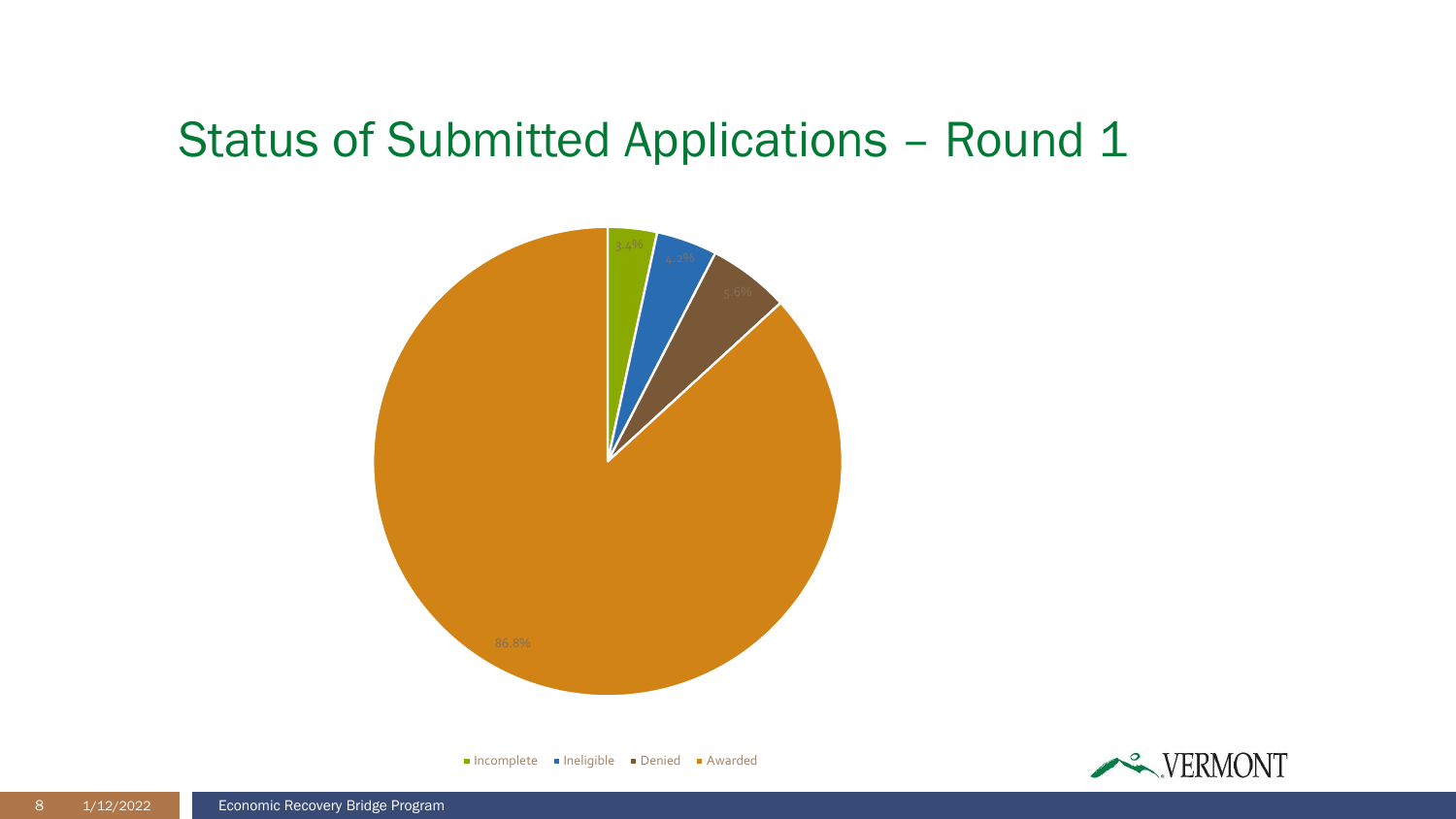# Status of Submitted Applications – Round 1

| Status | Percentage |
| --- | --- |
| Incomplete | 3.4% |
| Ineligible | 4.2% |
| Denied | 5.6% |
| Awarded | 86.8% |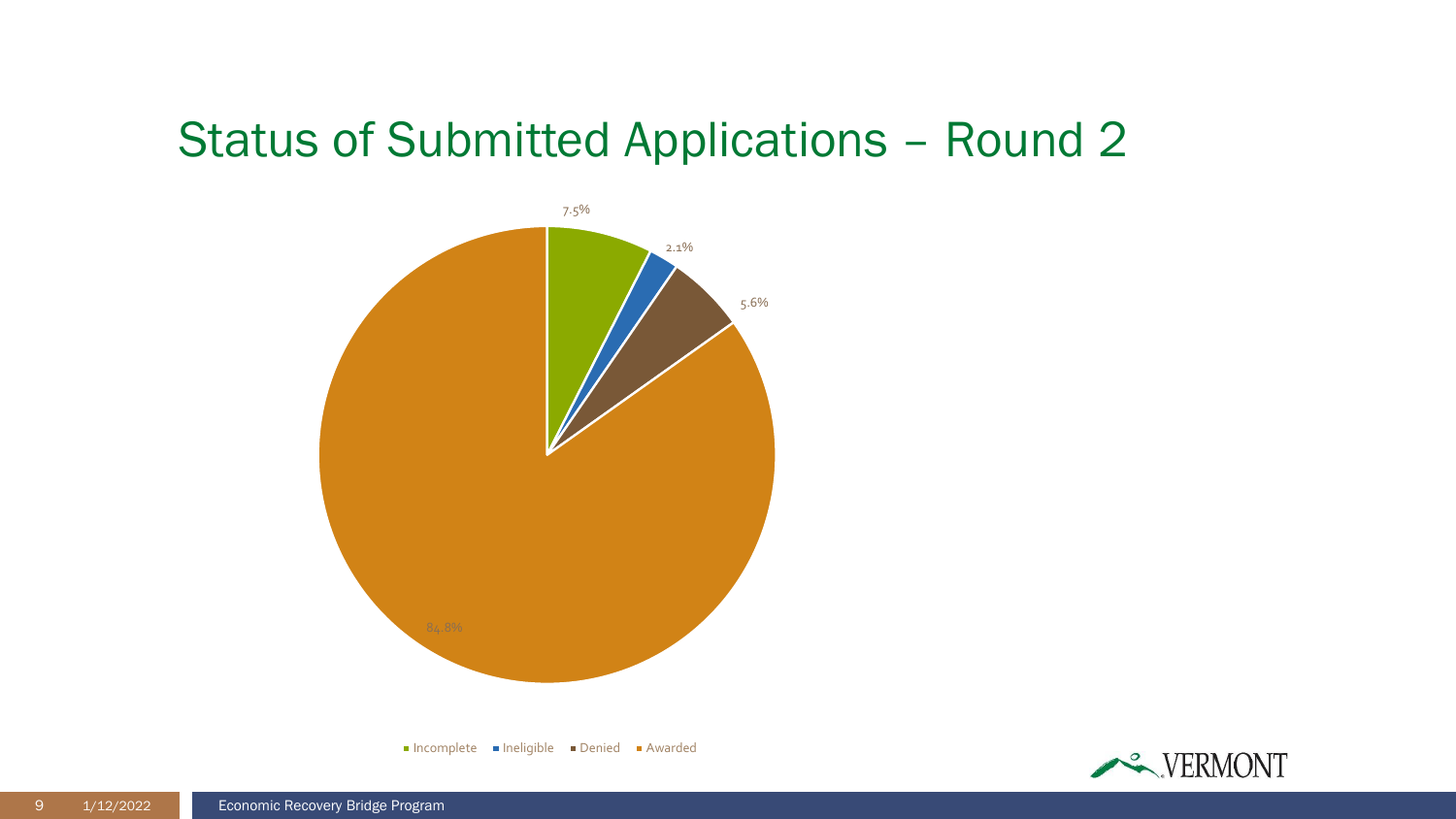# Status of Submitted Applications – Round 2

| Status | Percentage |
| --- | --- |
| Incomplete | 7.5% |
| Ineligible | 2.1% |
| Denied | 5.6% |
| Awarded | 84.8% |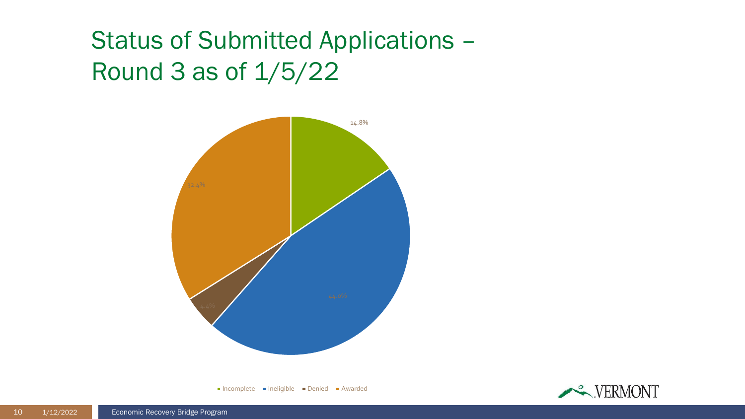# Status of Submitted Applications – Round 3 as of 1/5/22

| Status | Percentage |
| --- | --- |
| Incomplete | 14.8% |
| Ineligible | 44.0% |
| Denied | 4.4% |
| Awarded | 32.4% |

Incomplete · Ineligible · Denied · Awarded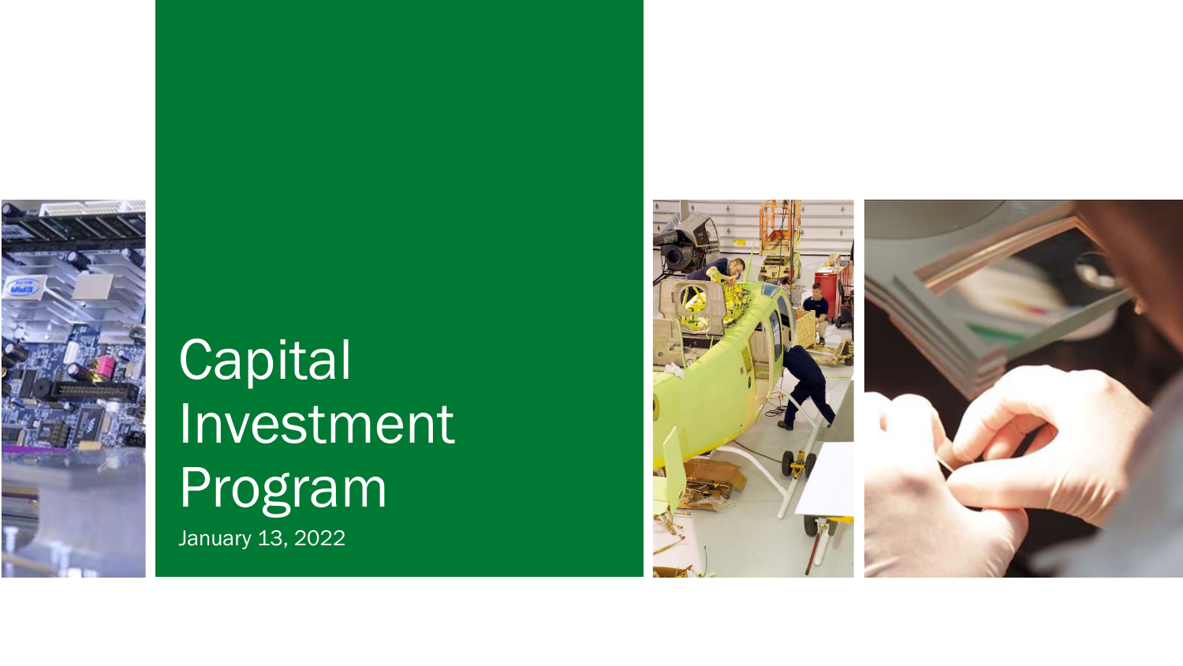# Capital Investment Program

January 13, 2022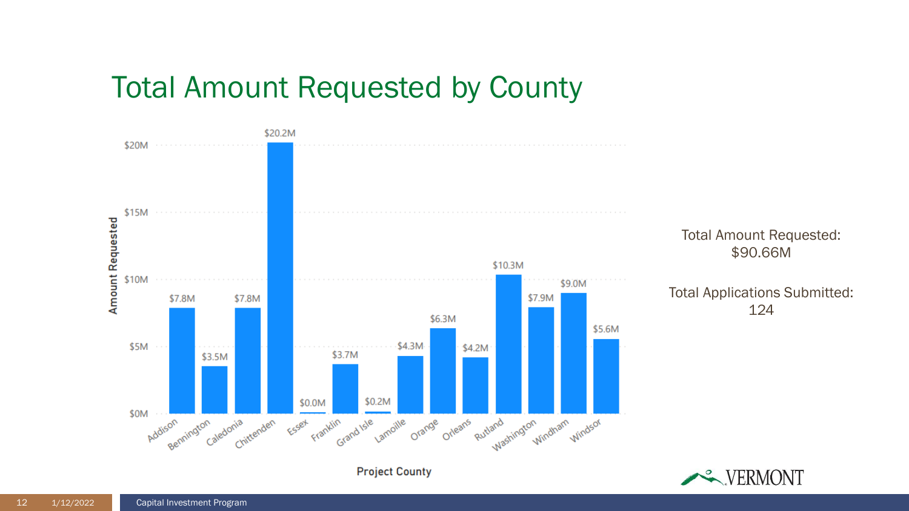# Total Amount Requested by County

| Project County | Amount Requested |
|---|---|
| Addison | $7.8M |
| Bennington | $3.5M |
| Caledonia | $7.8M |
| Chittenden | $20.2M |
| Essex | $0.0M |
| Franklin | $3.7M |
| Grand Isle | $0.2M |
| Lamoille | $4.3M |
| Orange | $6.3M |
| Orleans | $4.2M |
| Rutland | $10.3M |
| Washington | $7.9M |
| Windham | $9.0M |
| Windsor | $5.6M |

Total Amount Requested: $90.66M

Total Applications Submitted: 124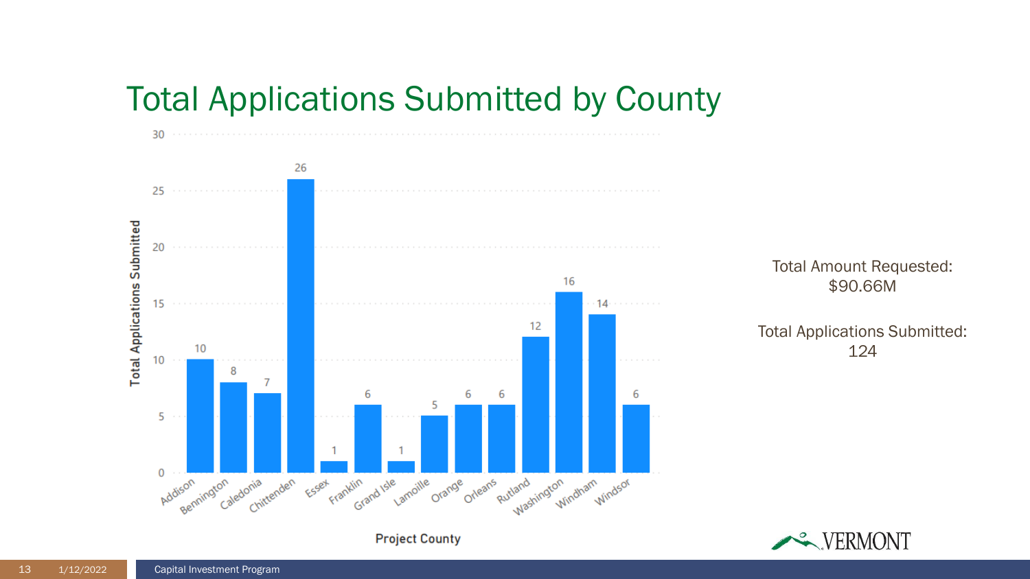# Total Applications Submitted by County

| Project County | Total Applications Submitted |
| --- | --- |
| Addison | 10 |
| Bennington | 8 |
| Caledonia | 7 |
| Chittenden | 26 |
| Essex | 1 |
| Franklin | 6 |
| Grand Isle | 1 |
| Lamoille | 5 |
| Orange | 6 |
| Orleans | 6 |
| Rutland | 12 |
| Washington | 16 |
| Windham | 14 |
| Windsor | 6 |

Total Amount Requested: $90.66M

Total Applications Submitted: 124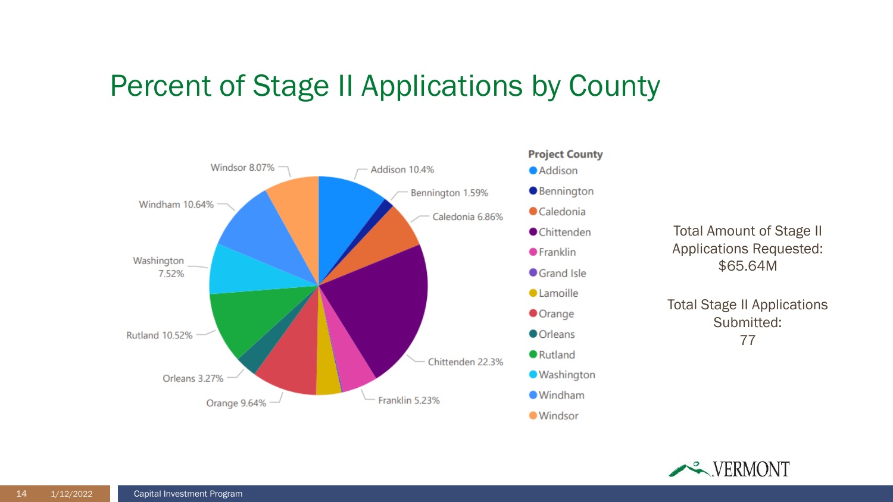# Percent of Stage II Applications by County

| Project County | Percent |
|---|---|
| Addison | 10.4% |
| Bennington | 1.59% |
| Caledonia | 6.86% |
| Chittenden | 22.3% |
| Franklin | 5.23% |
| Grand Isle | |
| Lamoille | |
| Orange | 9.64% |
| Orleans | 3.27% |
| Rutland | 10.52% |
| Washington | 7.52% |
| Windham | 10.64% |
| Windsor | 8.07% |

Total Amount of Stage II Applications Requested: $65.64M

Total Stage II Applications Submitted: 77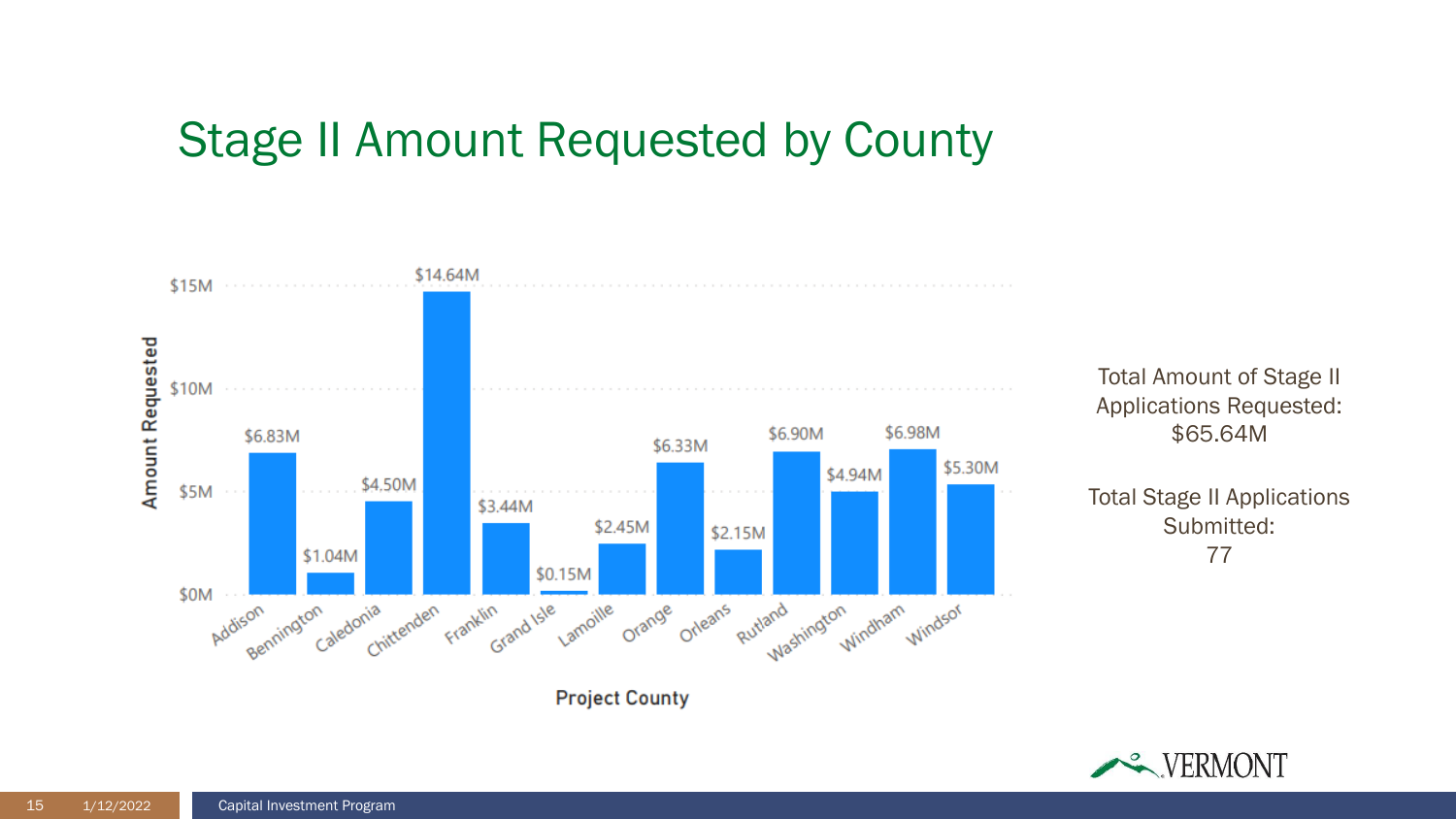# Stage II Amount Requested by County

| Project County | Amount Requested |
|---|---|
| Addison | $6.83M |
| Bennington | $1.04M |
| Caledonia | $4.50M |
| Chittenden | $14.64M |
| Franklin | $3.44M |
| Grand Isle | $0.15M |
| Lamoille | $2.45M |
| Orange | $6.33M |
| Orleans | $2.15M |
| Rutland | $6.90M |
| Washington | $4.94M |
| Windham | $6.98M |
| Windsor | $5.30M |

Total Amount of Stage II Applications Requested: $65.64M

Total Stage II Applications Submitted: 77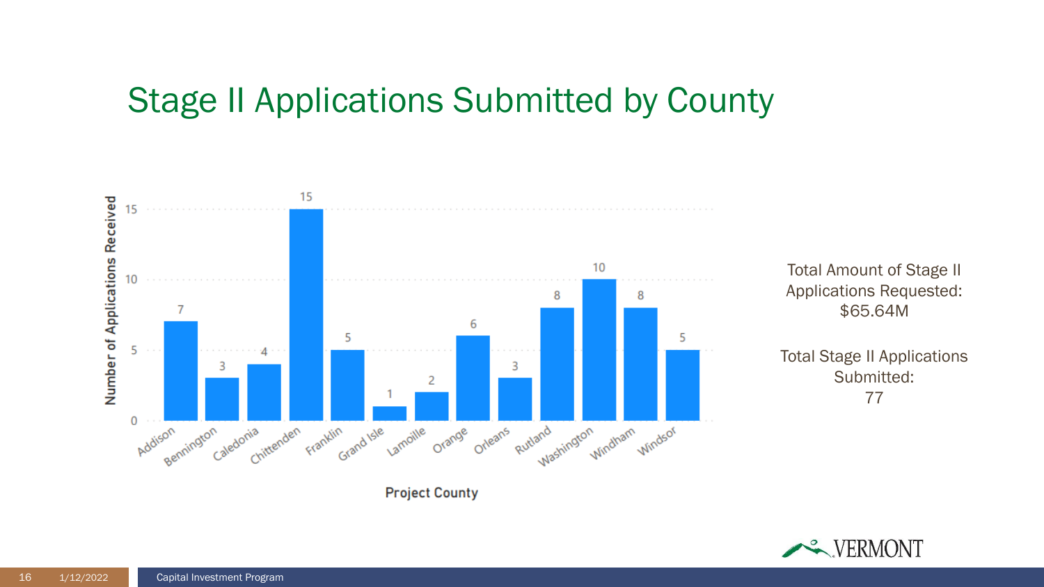# Stage II Applications Submitted by County

| Project County | Number of Applications Received |
|---|---|
| Addison | 7 |
| Bennington | 3 |
| Caledonia | 4 |
| Chittenden | 15 |
| Franklin | 5 |
| Grand Isle | 1 |
| Lamoille | 2 |
| Orange | 6 |
| Orleans | 3 |
| Rutland | 8 |
| Washington | 10 |
| Windham | 8 |
| Windsor | 5 |

Total Amount of Stage II Applications Requested: $65.64M

Total Stage II Applications Submitted: 77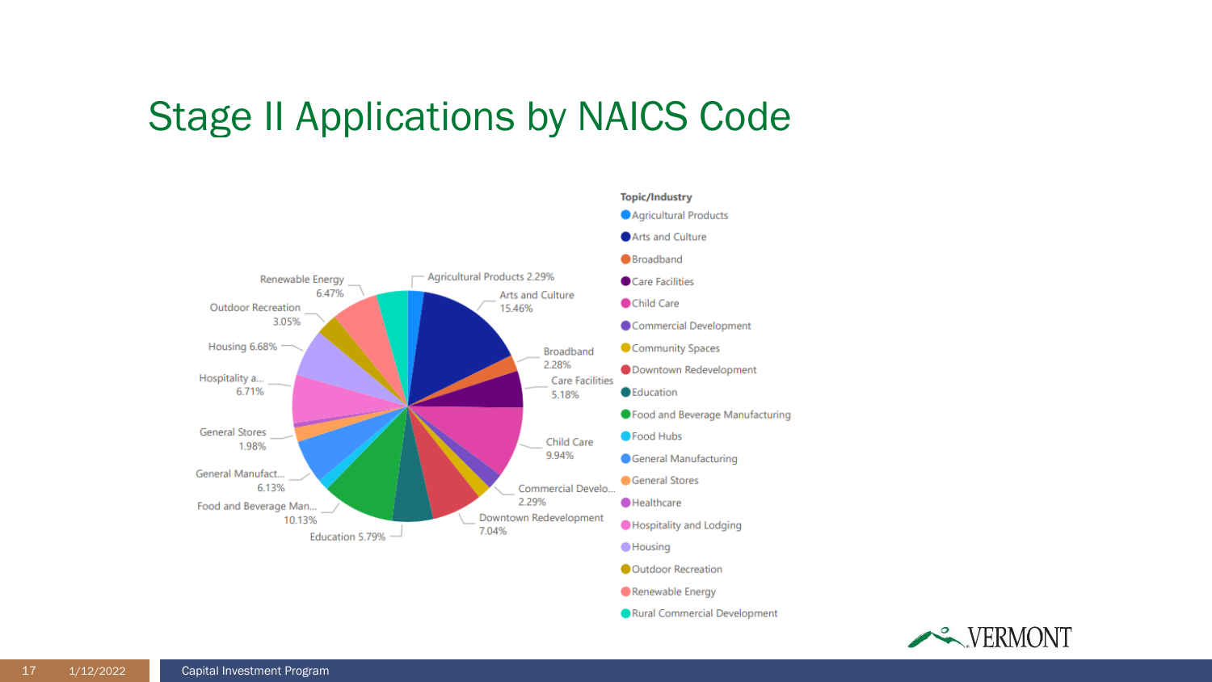# Stage II Applications by NAICS Code

**Topic/Industry**

| Topic/Industry | Share |
|---|---|
| Agricultural Products | 2.29% |
| Arts and Culture | 15.46% |
| Broadband | 2.28% |
| Care Facilities | 5.18% |
| Child Care | 9.94% |
| Commercial Develo... | 2.29% |
| Community Spaces | |
| Downtown Redevelopment | 7.04% |
| Education | 5.79% |
| Food and Beverage Man... | 10.13% |
| Food Hubs | |
| General Manufact... | 6.13% |
| General Stores | 1.98% |
| Healthcare | |
| Hospitality a... | 6.71% |
| Housing | 6.68% |
| Outdoor Recreation | 3.05% |
| Renewable Energy | 6.47% |
| Rural Commercial Development | |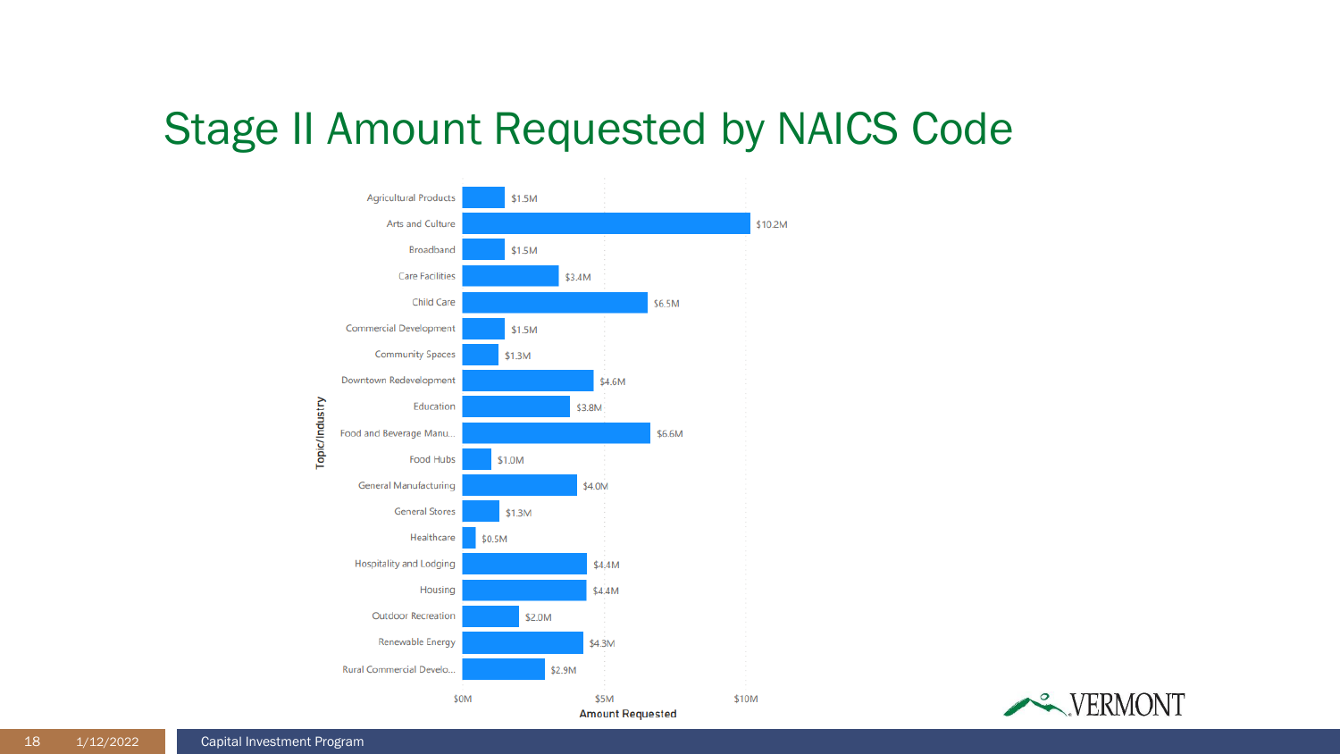# Stage II Amount Requested by NAICS Code

| Topic/Industry | Amount Requested |
|---|---|
| Agricultural Products | $1.5M |
| Arts and Culture | $10.2M |
| Broadband | $1.5M |
| Care Facilities | $3.4M |
| Child Care | $6.5M |
| Commercial Development | $1.5M |
| Community Spaces | $1.3M |
| Downtown Redevelopment | $4.6M |
| Education | $3.8M |
| Food and Beverage Manu... | $6.6M |
| Food Hubs | $1.0M |
| General Manufacturing | $4.0M |
| General Stores | $1.3M |
| Healthcare | $0.5M |
| Hospitality and Lodging | $4.4M |
| Housing | $4.4M |
| Outdoor Recreation | $2.0M |
| Renewable Energy | $4.3M |
| Rural Commercial Develo... | $2.9M |

1/12/2022 Capital Investment Program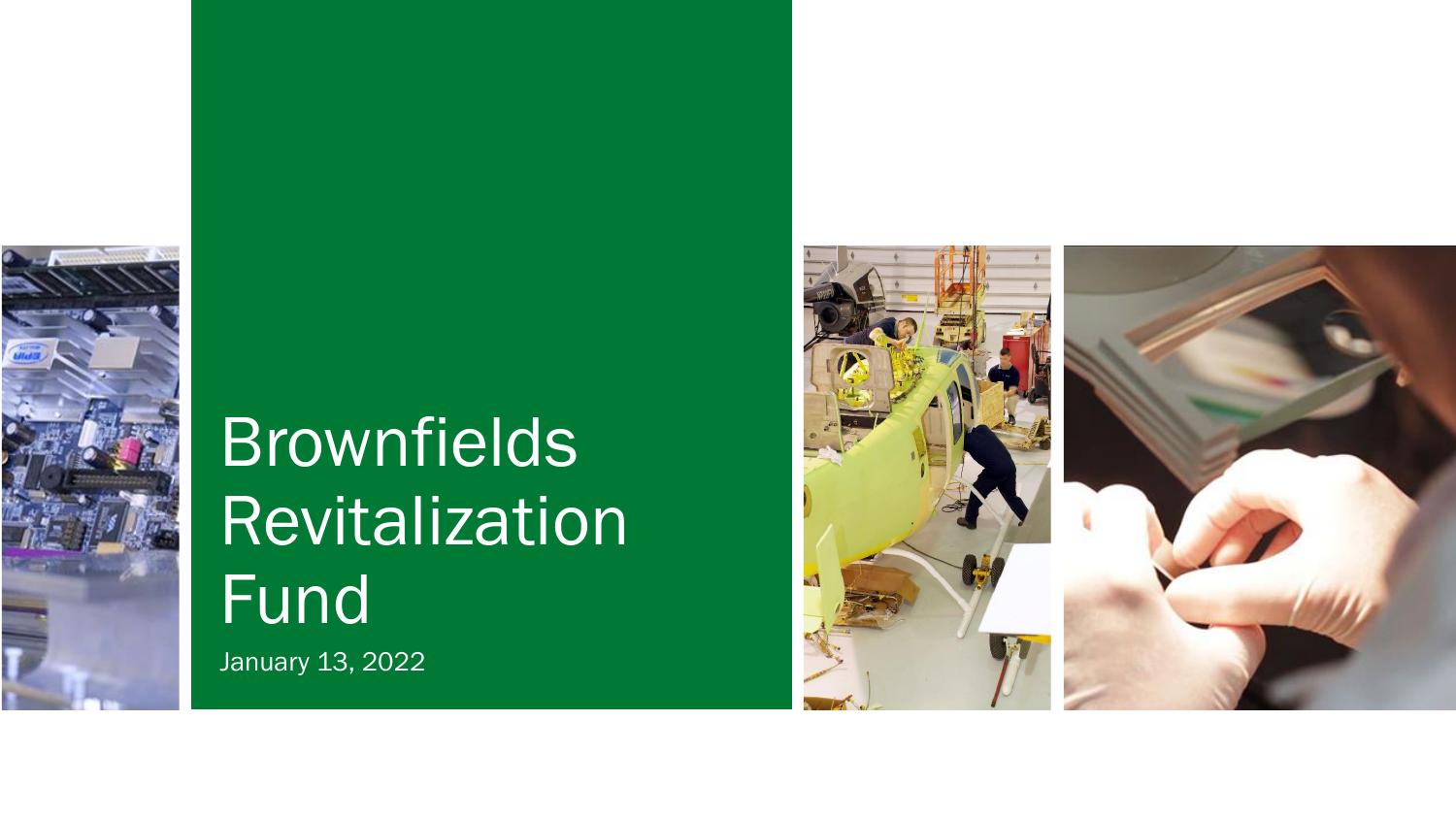# Brownfields Revitalization Fund

January 13, 2022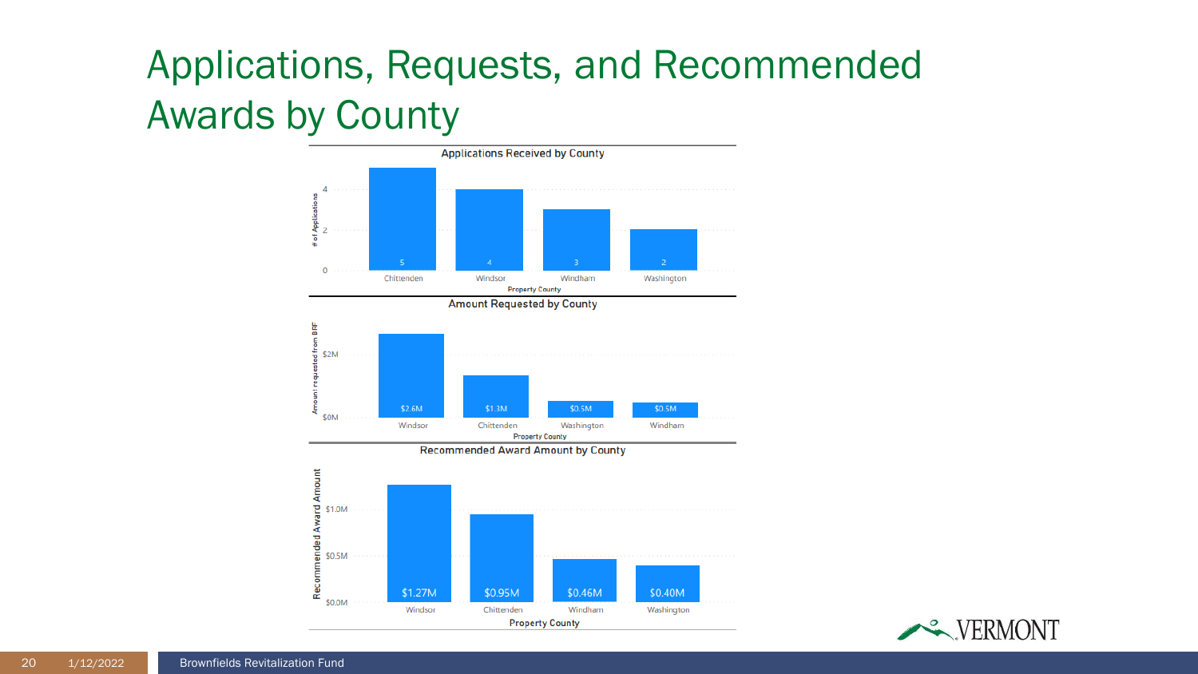# Applications, Requests, and Recommended Awards by County

**Applications Received by County**

| Property County | # of Applications |
| --- | --- |
| Chittenden | 5 |
| Windsor | 4 |
| Windham | 3 |
| Washington | 2 |

**Amount Requested by County**

| Property County | Amount requested from BRF |
| --- | --- |
| Windsor | $2.6M |
| Chittenden | $1.3M |
| Washington | $0.5M |
| Windham | $0.5M |

**Recommended Award Amount by County**

| Property County | Recommended Award Amount |
| --- | --- |
| Windsor | $1.27M |
| Chittenden | $0.95M |
| Windham | $0.46M |
| Washington | $0.40M |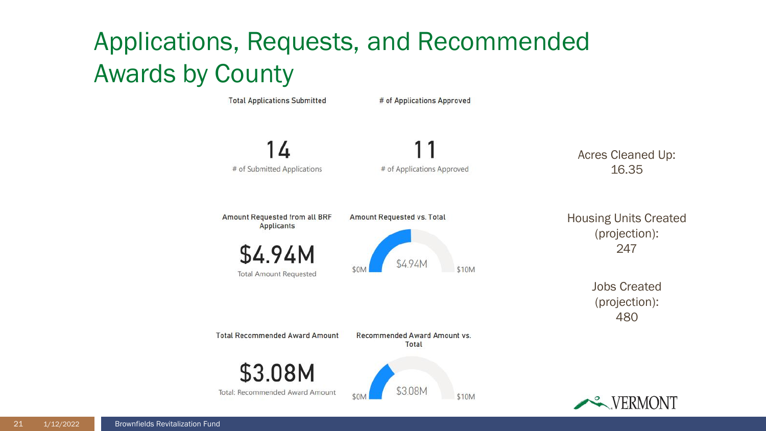# Applications, Requests, and Recommended Awards by County

Total Applications Submitted

14

# of Submitted Applications

# of Applications Approved

11

# of Applications Approved

Acres Cleaned Up:
16.35

Amount Requested from all BRF Applicants

$4.94M

Total Amount Requested

Amount Requested vs. Total

$0M

$4.94M

$10M

Housing Units Created (projection):
247

Jobs Created (projection):
480

Total Recommended Award Amount

$3.08M

Total: Recommended Award Amount

Recommended Award Amount vs. Total

$0M

$3.08M

$10M

VERMONT